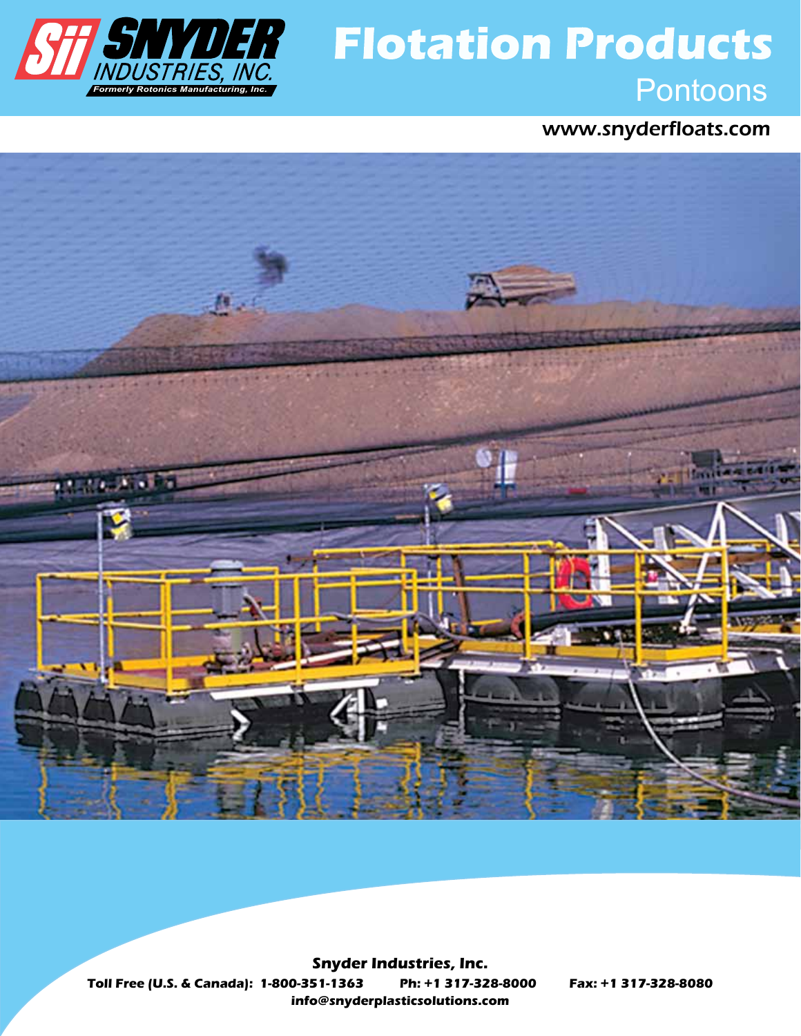Sii SNYDER INDUSTRIES, INC.
Formerly Rotonics Manufacturing, Inc.

# Flotation Products

## Pontoons

www.snyderfloats.com

**Snyder Industries, Inc.**

**Toll Free (U.S. & Canada): 1-800-351-1363** **Ph: +1 317-328-8000** **Fax: +1 317-328-8080**

**info@snyderplasticsolutions.com**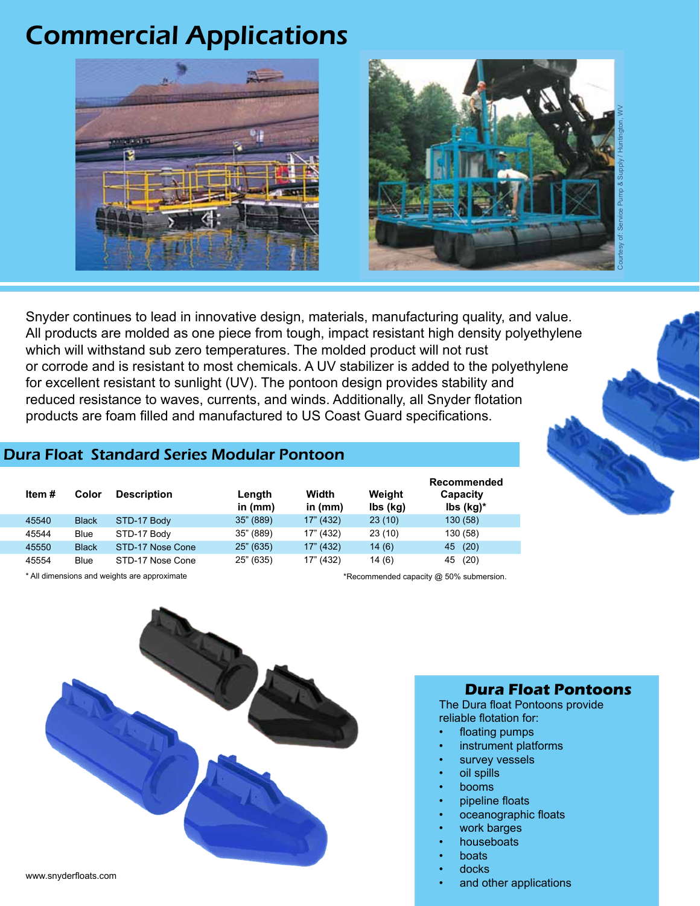# Commercial Applications

Courtesy of: Service Pump & Supply / Huntington, WV

Snyder continues to lead in innovative design, materials, manufacturing quality, and value. All products are molded as one piece from tough, impact resistant high density polyethylene which will withstand sub zero temperatures. The molded product will not rust or corrode and is resistant to most chemicals. A UV stabilizer is added to the polyethylene for excellent resistant to sunlight (UV). The pontoon design provides stability and reduced resistance to waves, currents, and winds. Additionally, all Snyder flotation products are foam filled and manufactured to US Coast Guard specifications.

## Dura Float Standard Series Modular Pontoon

| Item # | Color | Description | Length in (mm) | Width in (mm) | Weight lbs (kg) | Recommended Capacity lbs (kg)* |
|---|---|---|---|---|---|---|
| 45540 | Black | STD-17 Body | 35" (889) | 17" (432) | 23 (10) | 130 (58) |
| 45544 | Blue | STD-17 Body | 35" (889) | 17" (432) | 23 (10) | 130 (58) |
| 45550 | Black | STD-17 Nose Cone | 25" (635) | 17" (432) | 14 (6) | 45 (20) |
| 45554 | Blue | STD-17 Nose Cone | 25" (635) | 17" (432) | 14 (6) | 45 (20) |

* All dimensions and weights are approximate

*Recommended capacity @ 50% submersion.

### Dura Float Pontoons

The Dura float Pontoons provide reliable flotation for:

- floating pumps
- instrument platforms
- survey vessels
- oil spills
- booms
- pipeline floats
- oceanographic floats
- work barges
- houseboats
- boats
- docks
- and other applications

www.snyderfloats.com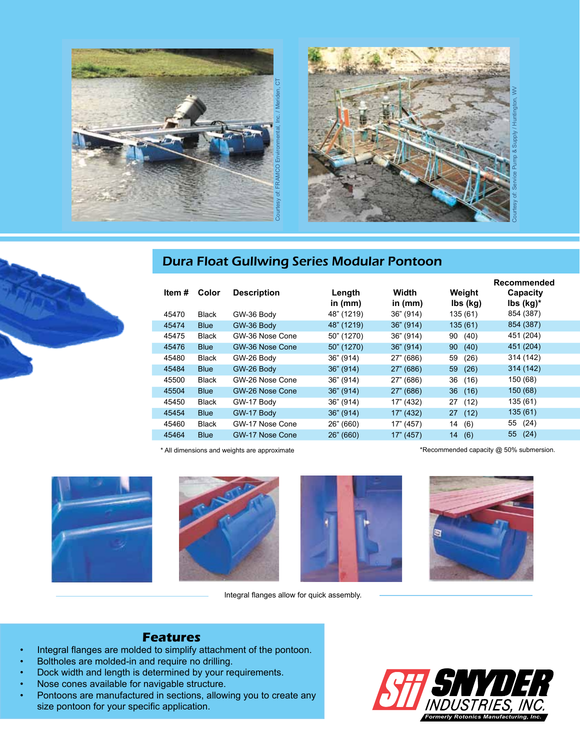Courtesy of: FRAMCO Environmental, Inc. / Meriden, CT

Courtesy of: Service Pump & Supply / Huntington, WV

## Dura Float Gullwing Series Modular Pontoon

| Item # | Color | Description | Length in (mm) | Width in (mm) | Weight lbs (kg) | Recommended Capacity lbs (kg)* |
|---|---|---|---|---|---|---|
| 45470 | Black | GW-36 Body | 48" (1219) | 36" (914) | 135 (61) | 854 (387) |
| 45474 | Blue | GW-36 Body | 48" (1219) | 36" (914) | 135 (61) | 854 (387) |
| 45475 | Black | GW-36 Nose Cone | 50" (1270) | 36" (914) | 90 (40) | 451 (204) |
| 45476 | Blue | GW-36 Nose Cone | 50" (1270) | 36" (914) | 90 (40) | 451 (204) |
| 45480 | Black | GW-26 Body | 36" (914) | 27" (686) | 59 (26) | 314 (142) |
| 45484 | Blue | GW-26 Body | 36" (914) | 27" (686) | 59 (26) | 314 (142) |
| 45500 | Black | GW-26 Nose Cone | 36" (914) | 27" (686) | 36 (16) | 150 (68) |
| 45504 | Blue | GW-26 Nose Cone | 36" (914) | 27" (686) | 36 (16) | 150 (68) |
| 45450 | Black | GW-17 Body | 36" (914) | 17" (432) | 27 (12) | 135 (61) |
| 45454 | Blue | GW-17 Body | 36" (914) | 17" (432) | 27 (12) | 135 (61) |
| 45460 | Black | GW-17 Nose Cone | 26" (660) | 17" (457) | 14 (6) | 55 (24) |
| 45464 | Blue | GW-17 Nose Cone | 26" (660) | 17" (457) | 14 (6) | 55 (24) |

\* All dimensions and weights are approximate

*Recommended capacity @ 50% submersion.

Integral flanges allow for quick assembly.

## Features

- Integral flanges are molded to simplify attachment of the pontoon.
- Boltholes are molded-in and require no drilling.
- Dock width and length is determined by your requirements.
- Nose cones available for navigable structure.
- Pontoons are manufactured in sections, allowing you to create any size pontoon for your specific application.

Sii SNYDER INDUSTRIES, INC.
Formerly Rotonics Manufacturing, Inc.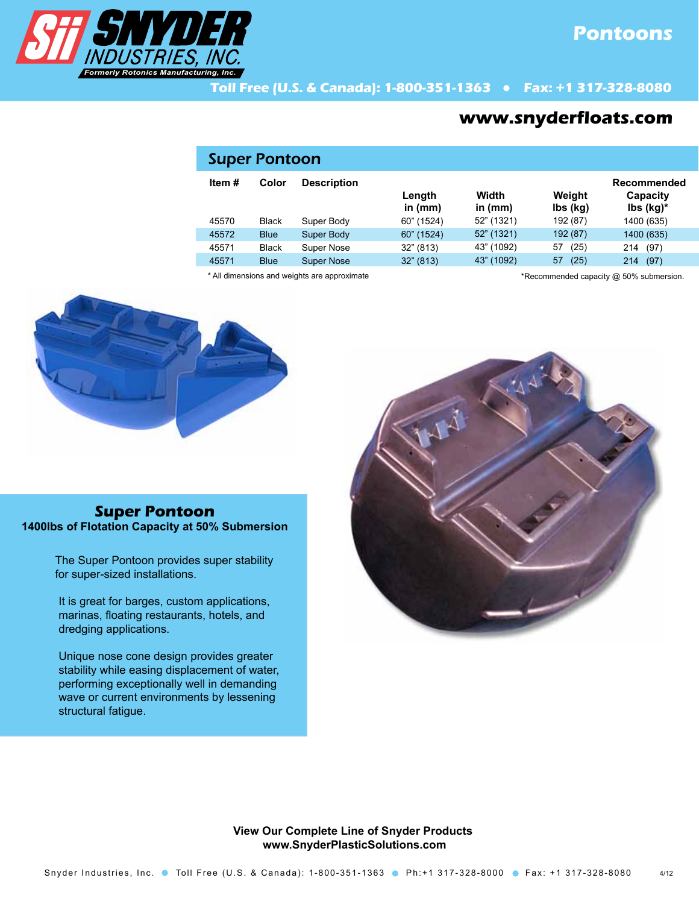# Pontoons

**Toll Free (U.S. & Canada): 1-800-351-1363 • Fax: +1 317-328-8080**

**www.snyderfloats.com**

## Super Pontoon

| Item # | Color | Description | Length in (mm) | Width in (mm) | Weight lbs (kg) | Recommended Capacity lbs (kg)* |
|---|---|---|---|---|---|---|
| 45570 | Black | Super Body | 60" (1524) | 52" (1321) | 192 (87) | 1400 (635) |
| 45572 | Blue | Super Body | 60" (1524) | 52" (1321) | 192 (87) | 1400 (635) |
| 45571 | Black | Super Nose | 32" (813) | 43" (1092) | 57 (25) | 214 (97) |
| 45571 | Blue | Super Nose | 32" (813) | 43" (1092) | 57 (25) | 214 (97) |

* All dimensions and weights are approximate

*Recommended capacity @ 50% submersion.

### Super Pontoon

**1400lbs of Flotation Capacity at 50% Submersion**

The Super Pontoon provides super stability for super-sized installations.

It is great for barges, custom applications, marinas, floating restaurants, hotels, and dredging applications.

Unique nose cone design provides greater stability while easing displacement of water, performing exceptionally well in demanding wave or current environments by lessening structural fatigue.

**View Our Complete Line of Snyder Products**
**www.SnyderPlasticSolutions.com**

Snyder Industries, Inc. • Toll Free (U.S. & Canada): 1-800-351-1363 • Ph:+1 317-328-8000 • Fax: +1 317-328-8080 4/12